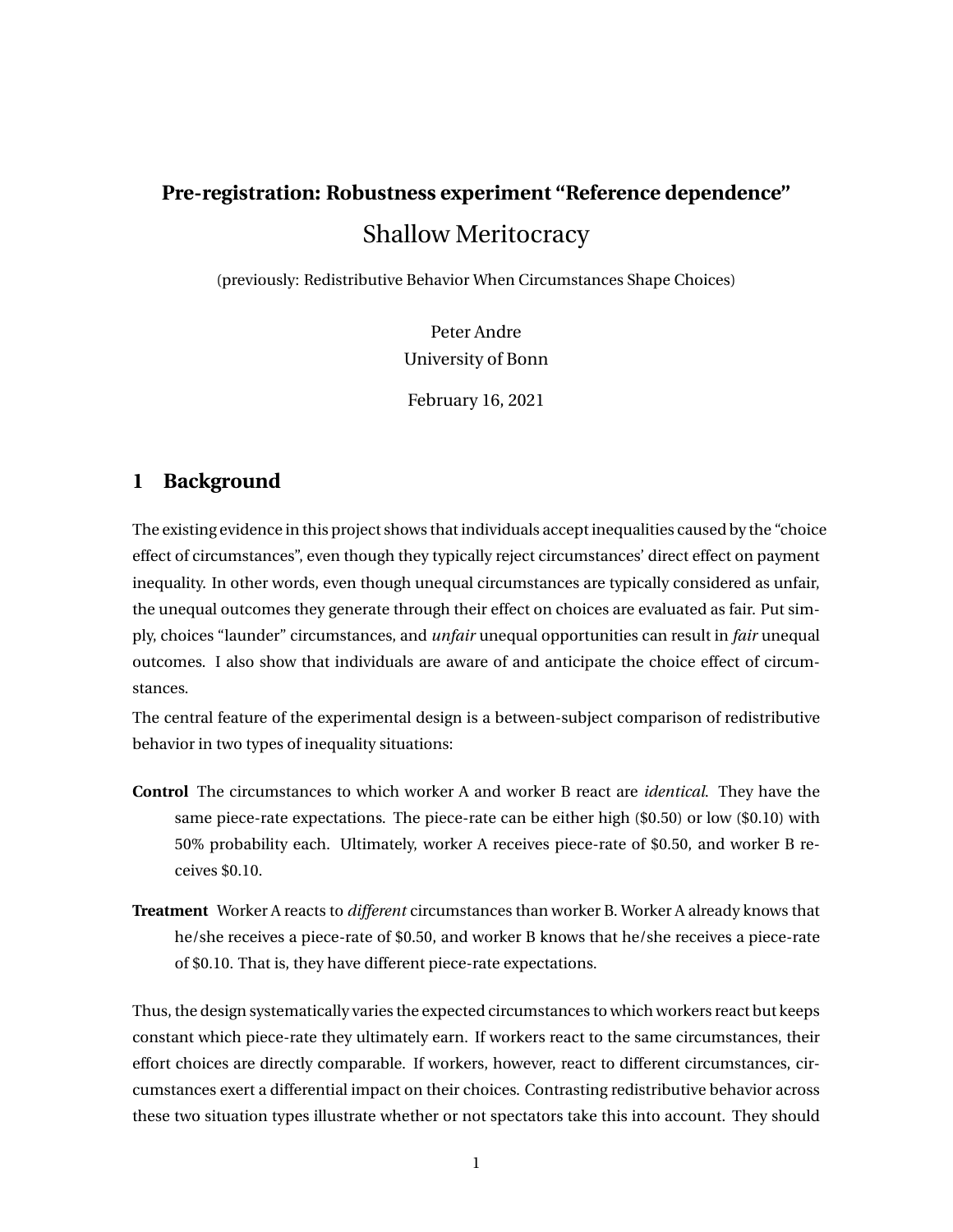**Pre-registration: Robustness experiment "Reference dependence"**

# Shallow Meritocracy

(previously: Redistributive Behavior When Circumstances Shape Choices)

Peter Andre
University of Bonn

February 16, 2021

## 1 Background

The existing evidence in this project shows that individuals accept inequalities caused by the "choice effect of circumstances", even though they typically reject circumstances' direct effect on payment inequality. In other words, even though unequal circumstances are typically considered as unfair, the unequal outcomes they generate through their effect on choices are evaluated as fair. Put simply, choices "launder" circumstances, and *unfair* unequal opportunities can result in *fair* unequal outcomes. I also show that individuals are aware of and anticipate the choice effect of circumstances.

The central feature of the experimental design is a between-subject comparison of redistributive behavior in two types of inequality situations:

**Control** The circumstances to which worker A and worker B react are *identical*. They have the same piece-rate expectations. The piece-rate can be either high ($0.50) or low ($0.10) with 50% probability each. Ultimately, worker A receives piece-rate of $0.50, and worker B receives $0.10.

**Treatment** Worker A reacts to *different* circumstances than worker B. Worker A already knows that he/she receives a piece-rate of $0.50, and worker B knows that he/she receives a piece-rate of $0.10. That is, they have different piece-rate expectations.

Thus, the design systematically varies the expected circumstances to which workers react but keeps constant which piece-rate they ultimately earn. If workers react to the same circumstances, their effort choices are directly comparable. If workers, however, react to different circumstances, circumstances exert a differential impact on their choices. Contrasting redistributive behavior across these two situation types illustrate whether or not spectators take this into account. They should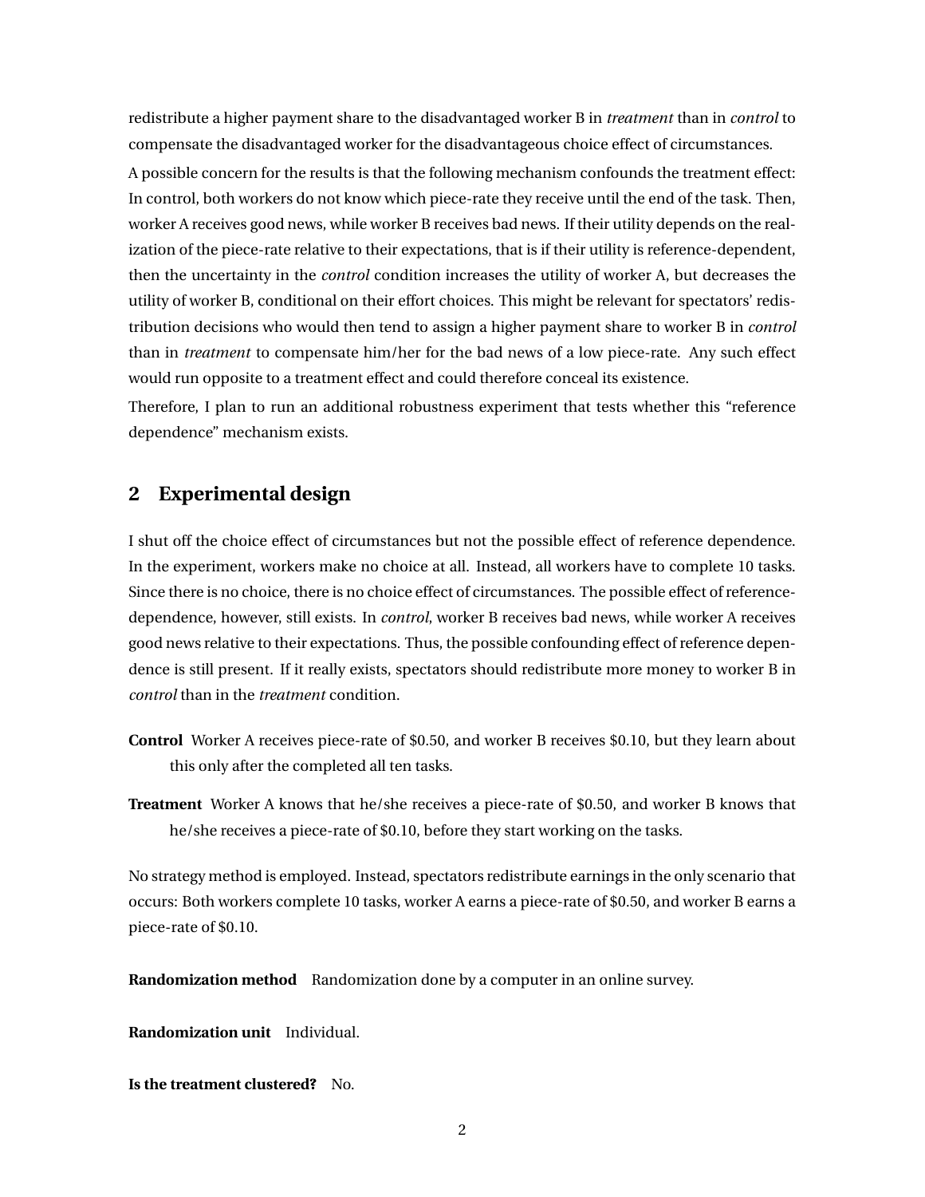redistribute a higher payment share to the disadvantaged worker B in *treatment* than in *control* to compensate the disadvantaged worker for the disadvantageous choice effect of circumstances.

A possible concern for the results is that the following mechanism confounds the treatment effect: In control, both workers do not know which piece-rate they receive until the end of the task. Then, worker A receives good news, while worker B receives bad news. If their utility depends on the realization of the piece-rate relative to their expectations, that is if their utility is reference-dependent, then the uncertainty in the *control* condition increases the utility of worker A, but decreases the utility of worker B, conditional on their effort choices. This might be relevant for spectators' redistribution decisions who would then tend to assign a higher payment share to worker B in *control* than in *treatment* to compensate him/her for the bad news of a low piece-rate. Any such effect would run opposite to a treatment effect and could therefore conceal its existence.

Therefore, I plan to run an additional robustness experiment that tests whether this "reference dependence" mechanism exists.

## 2 Experimental design

I shut off the choice effect of circumstances but not the possible effect of reference dependence. In the experiment, workers make no choice at all. Instead, all workers have to complete 10 tasks. Since there is no choice, there is no choice effect of circumstances. The possible effect of reference-dependence, however, still exists. In *control*, worker B receives bad news, while worker A receives good news relative to their expectations. Thus, the possible confounding effect of reference dependence is still present. If it really exists, spectators should redistribute more money to worker B in *control* than in the *treatment* condition.

**Control** Worker A receives piece-rate of \$0.50, and worker B receives \$0.10, but they learn about this only after the completed all ten tasks.

**Treatment** Worker A knows that he/she receives a piece-rate of \$0.50, and worker B knows that he/she receives a piece-rate of \$0.10, before they start working on the tasks.

No strategy method is employed. Instead, spectators redistribute earnings in the only scenario that occurs: Both workers complete 10 tasks, worker A earns a piece-rate of \$0.50, and worker B earns a piece-rate of \$0.10.

**Randomization method** Randomization done by a computer in an online survey.

**Randomization unit** Individual.

**Is the treatment clustered?** No.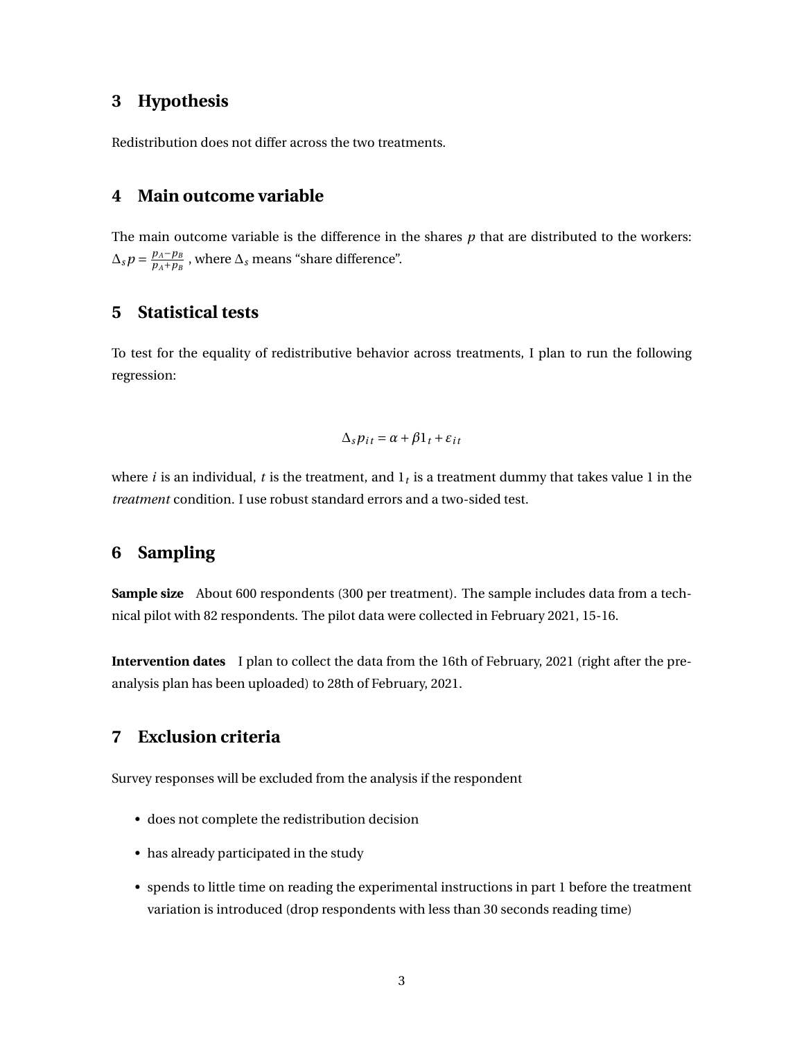## 3 Hypothesis

Redistribution does not differ across the two treatments.

## 4 Main outcome variable

The main outcome variable is the difference in the shares $p$ that are distributed to the workers: $\Delta_s p = \frac{p_A - p_B}{p_A + p_B}$ , where $\Delta_s$ means "share difference".

## 5 Statistical tests

To test for the equality of redistributive behavior across treatments, I plan to run the following regression:

$$\Delta_s p_{it} = \alpha + \beta 1_t + \varepsilon_{it}$$

where $i$ is an individual, $t$ is the treatment, and $1_t$ is a treatment dummy that takes value 1 in the *treatment* condition. I use robust standard errors and a two-sided test.

## 6 Sampling

**Sample size** About 600 respondents (300 per treatment). The sample includes data from a technical pilot with 82 respondents. The pilot data were collected in February 2021, 15-16.

**Intervention dates** I plan to collect the data from the 16th of February, 2021 (right after the pre-analysis plan has been uploaded) to 28th of February, 2021.

## 7 Exclusion criteria

Survey responses will be excluded from the analysis if the respondent

- does not complete the redistribution decision
- has already participated in the study
- spends to little time on reading the experimental instructions in part 1 before the treatment variation is introduced (drop respondents with less than 30 seconds reading time)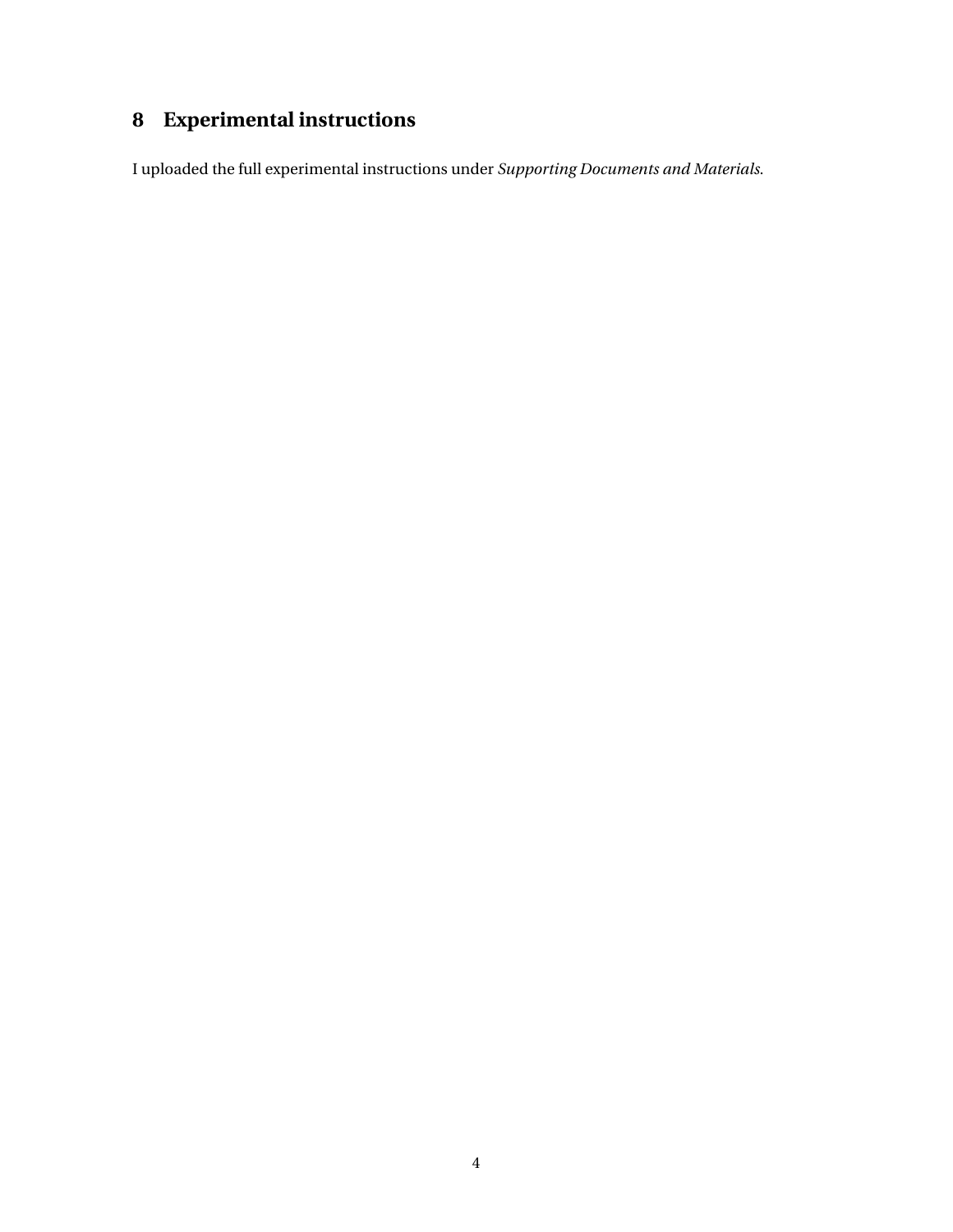## 8 Experimental instructions

I uploaded the full experimental instructions under *Supporting Documents and Materials*.